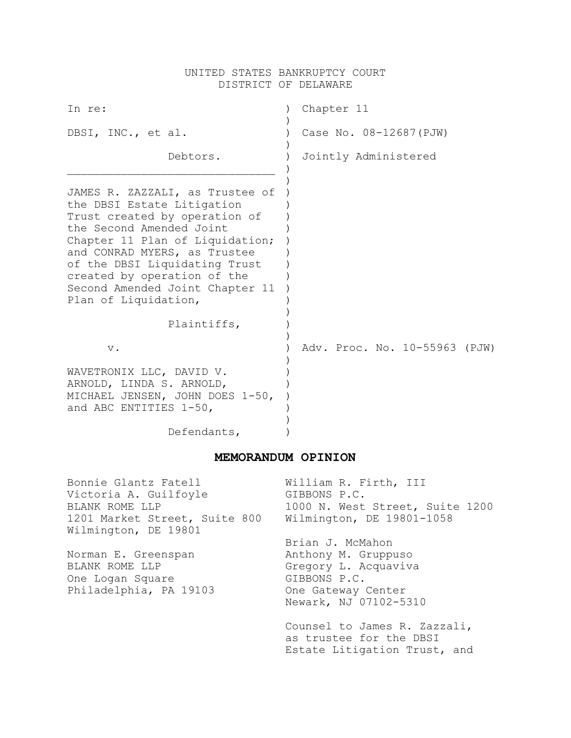UNITED STATES BANKRUPTCY COURT
DISTRICT OF DELAWARE

| | | |
|---|---|---|
| In re: | ) | Chapter 11 |
| DBSI, INC., et al. | ) | Case No. 08-12687(PJW) |
| Debtors. | ) | Jointly Administered |
| JAMES R. ZAZZALI, as Trustee of the DBSI Estate Litigation Trust created by operation of the Second Amended Joint Chapter 11 Plan of Liquidation; and CONRAD MYERS, as Trustee of the DBSI Liquidating Trust created by operation of the Second Amended Joint Chapter 11 Plan of Liquidation, | ) | |
| Plaintiffs, | ) | |
| v. | ) | Adv. Proc. No. 10-55963 (PJW) |
| WAVETRONIX LLC, DAVID V. ARNOLD, LINDA S. ARNOLD, MICHAEL JENSEN, JOHN DOES 1-50, and ABC ENTITIES 1-50, | ) | |
| Defendants, | ) | |

## MEMORANDUM OPINION

Bonnie Glantz Fatell
Victoria A. Guilfoyle
BLANK ROME LLP
1201 Market Street, Suite 800
Wilmington, DE 19801

Norman E. Greenspan
BLANK ROME LLP
One Logan Square
Philadelphia, PA 19103

William R. Firth, III
GIBBONS P.C.
1000 N. West Street, Suite 1200
Wilmington, DE 19801-1058

Brian J. McMahon
Anthony M. Gruppuso
Gregory L. Acquaviva
GIBBONS P.C.
One Gateway Center
Newark, NJ 07102-5310

Counsel to James R. Zazzali, as trustee for the DBSI Estate Litigation Trust, and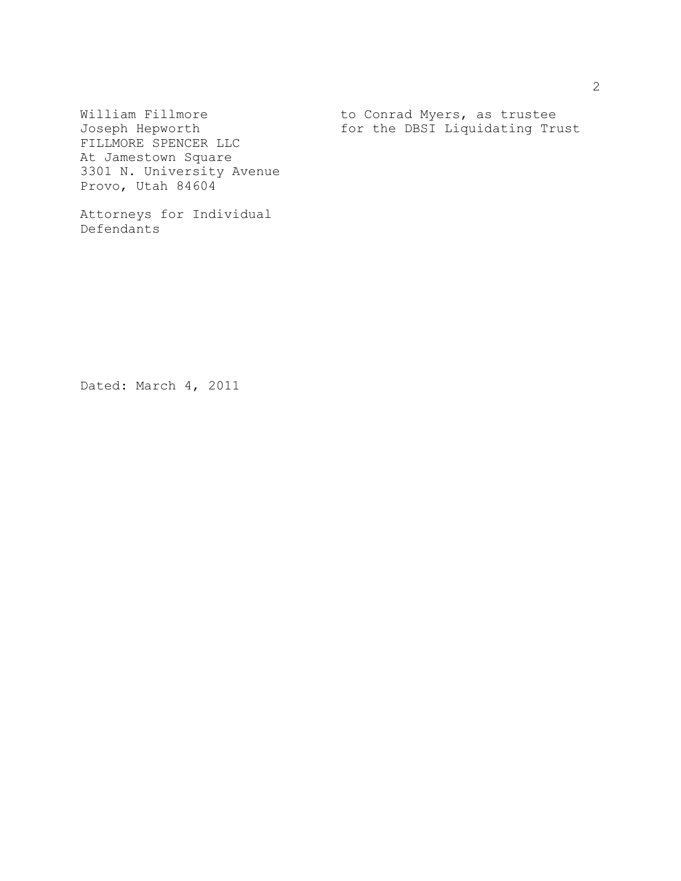William Fillmore
Joseph Hepworth
FILLMORE SPENCER LLC
At Jamestown Square
3301 N. University Avenue
Provo, Utah 84604

Attorneys for Individual
Defendants

to Conrad Myers, as trustee
for the DBSI Liquidating Trust

Dated: March 4, 2011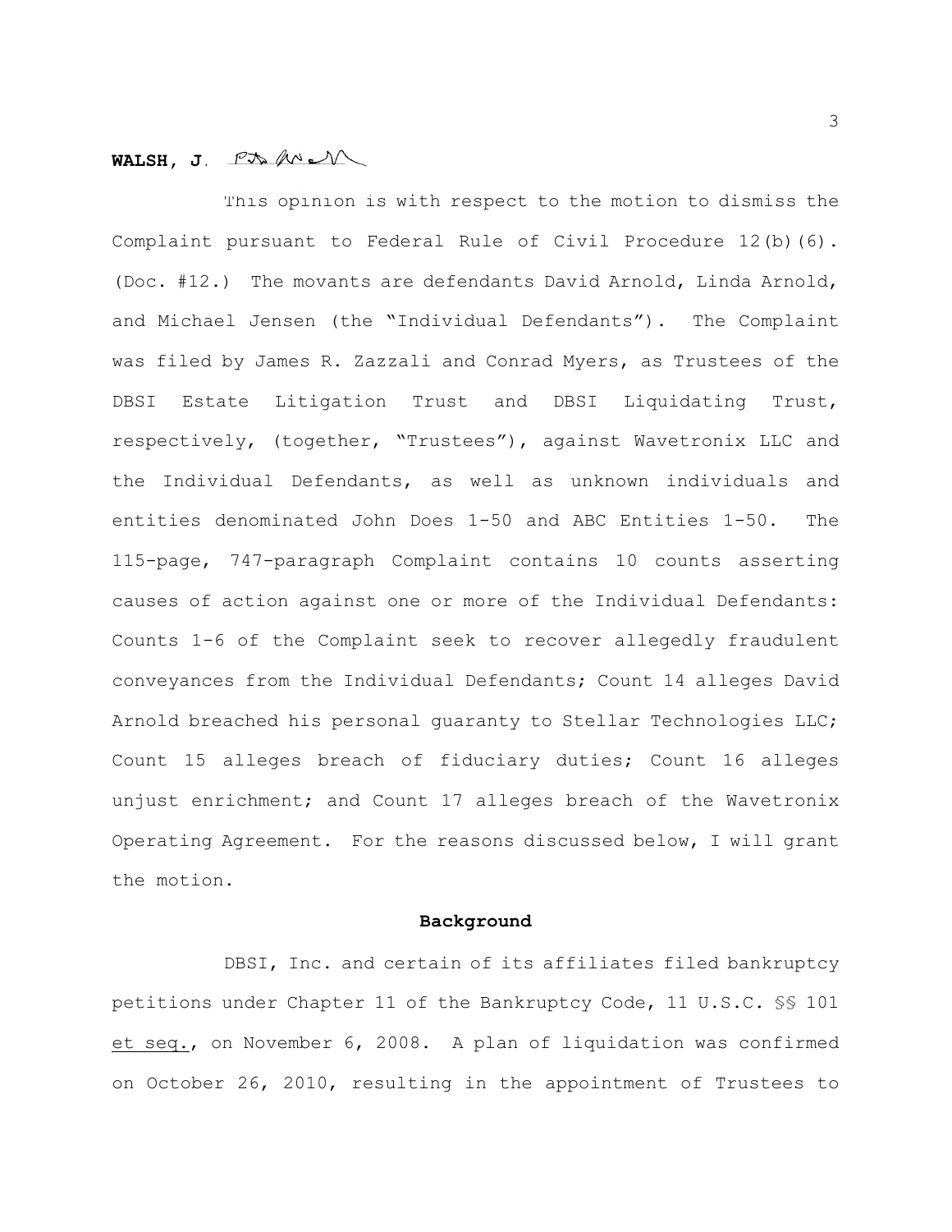**WALSH, J.**

This opinion is with respect to the motion to dismiss the Complaint pursuant to Federal Rule of Civil Procedure 12(b)(6). (Doc. #12.) The movants are defendants David Arnold, Linda Arnold, and Michael Jensen (the "Individual Defendants"). The Complaint was filed by James R. Zazzali and Conrad Myers, as Trustees of the DBSI Estate Litigation Trust and DBSI Liquidating Trust, respectively, (together, "Trustees"), against Wavetronix LLC and the Individual Defendants, as well as unknown individuals and entities denominated John Does 1-50 and ABC Entities 1-50. The 115-page, 747-paragraph Complaint contains 10 counts asserting causes of action against one or more of the Individual Defendants: Counts 1-6 of the Complaint seek to recover allegedly fraudulent conveyances from the Individual Defendants; Count 14 alleges David Arnold breached his personal guaranty to Stellar Technologies LLC; Count 15 alleges breach of fiduciary duties; Count 16 alleges unjust enrichment; and Count 17 alleges breach of the Wavetronix Operating Agreement. For the reasons discussed below, I will grant the motion.

**Background**

DBSI, Inc. and certain of its affiliates filed bankruptcy petitions under Chapter 11 of the Bankruptcy Code, 11 U.S.C. §§ 101 et seq., on November 6, 2008. A plan of liquidation was confirmed on October 26, 2010, resulting in the appointment of Trustees to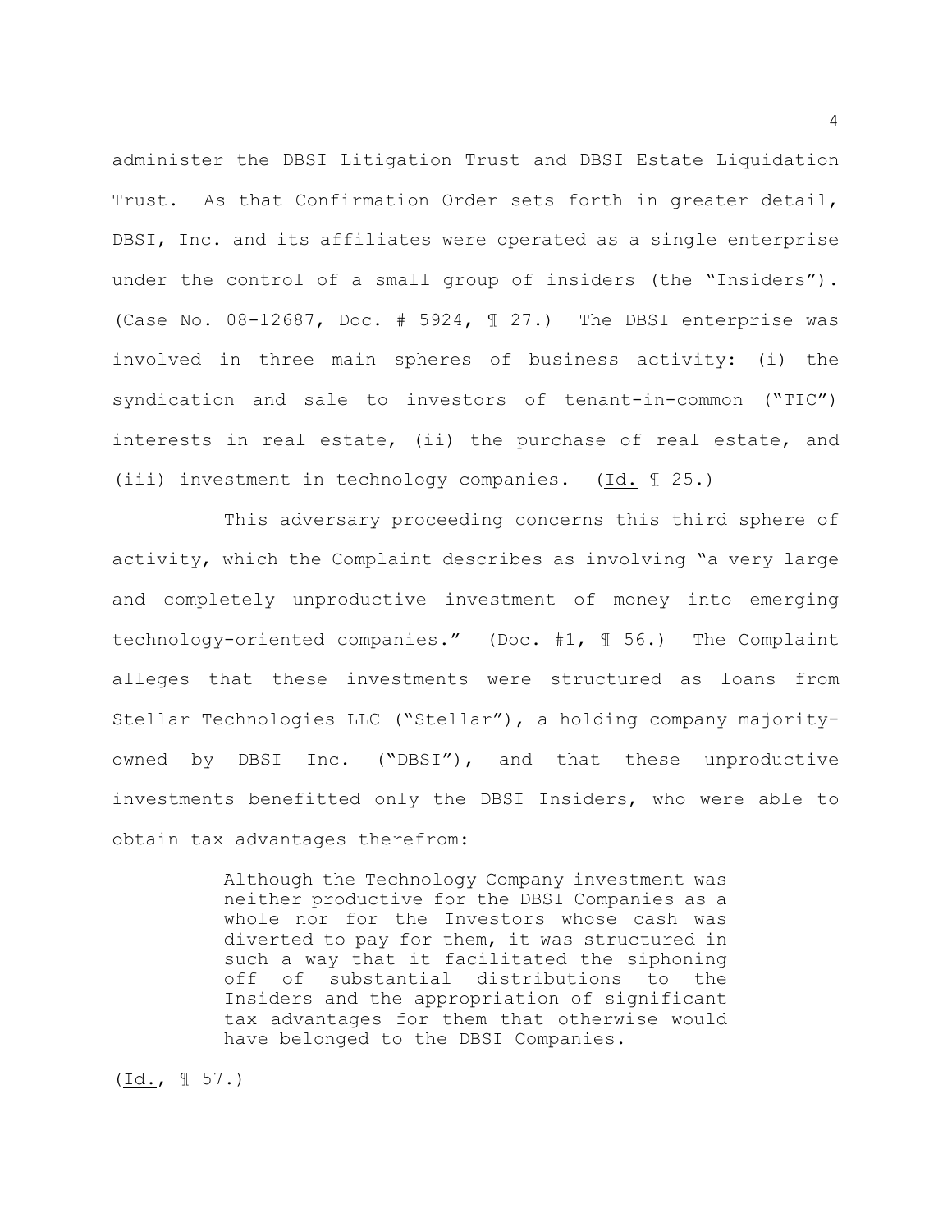administer the DBSI Litigation Trust and DBSI Estate Liquidation Trust. As that Confirmation Order sets forth in greater detail, DBSI, Inc. and its affiliates were operated as a single enterprise under the control of a small group of insiders (the "Insiders"). (Case No. 08-12687, Doc. # 5924, ¶ 27.) The DBSI enterprise was involved in three main spheres of business activity: (i) the syndication and sale to investors of tenant-in-common ("TIC") interests in real estate, (ii) the purchase of real estate, and (iii) investment in technology companies. (Id. ¶ 25.)

This adversary proceeding concerns this third sphere of activity, which the Complaint describes as involving "a very large and completely unproductive investment of money into emerging technology-oriented companies." (Doc. #1, ¶ 56.) The Complaint alleges that these investments were structured as loans from Stellar Technologies LLC ("Stellar"), a holding company majority-owned by DBSI Inc. ("DBSI"), and that these unproductive investments benefitted only the DBSI Insiders, who were able to obtain tax advantages therefrom:

> Although the Technology Company investment was neither productive for the DBSI Companies as a whole nor for the Investors whose cash was diverted to pay for them, it was structured in such a way that it facilitated the siphoning off of substantial distributions to the Insiders and the appropriation of significant tax advantages for them that otherwise would have belonged to the DBSI Companies.

(Id., ¶ 57.)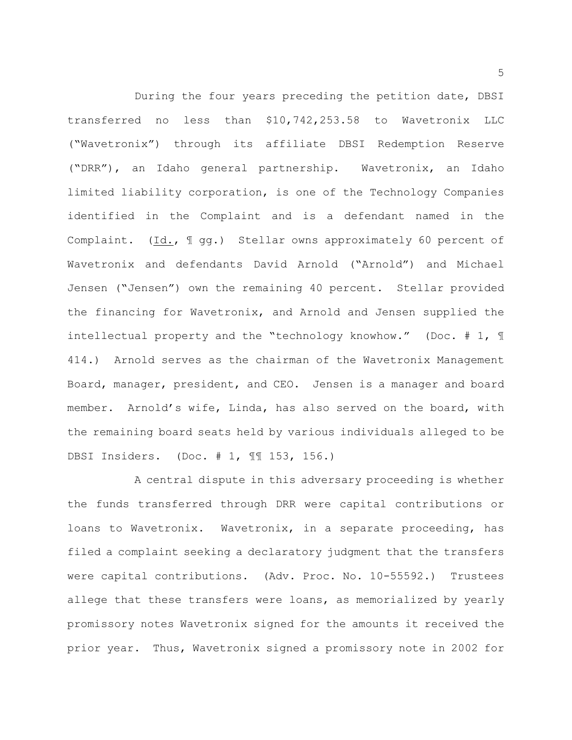During the four years preceding the petition date, DBSI transferred no less than $10,742,253.58 to Wavetronix LLC ("Wavetronix") through its affiliate DBSI Redemption Reserve ("DRR"), an Idaho general partnership. Wavetronix, an Idaho limited liability corporation, is one of the Technology Companies identified in the Complaint and is a defendant named in the Complaint. (Id., ¶ gg.) Stellar owns approximately 60 percent of Wavetronix and defendants David Arnold ("Arnold") and Michael Jensen ("Jensen") own the remaining 40 percent. Stellar provided the financing for Wavetronix, and Arnold and Jensen supplied the intellectual property and the "technology knowhow." (Doc. # 1, ¶ 414.) Arnold serves as the chairman of the Wavetronix Management Board, manager, president, and CEO. Jensen is a manager and board member. Arnold's wife, Linda, has also served on the board, with the remaining board seats held by various individuals alleged to be DBSI Insiders. (Doc. # 1, ¶¶ 153, 156.)

A central dispute in this adversary proceeding is whether the funds transferred through DRR were capital contributions or loans to Wavetronix. Wavetronix, in a separate proceeding, has filed a complaint seeking a declaratory judgment that the transfers were capital contributions. (Adv. Proc. No. 10-55592.) Trustees allege that these transfers were loans, as memorialized by yearly promissory notes Wavetronix signed for the amounts it received the prior year. Thus, Wavetronix signed a promissory note in 2002 for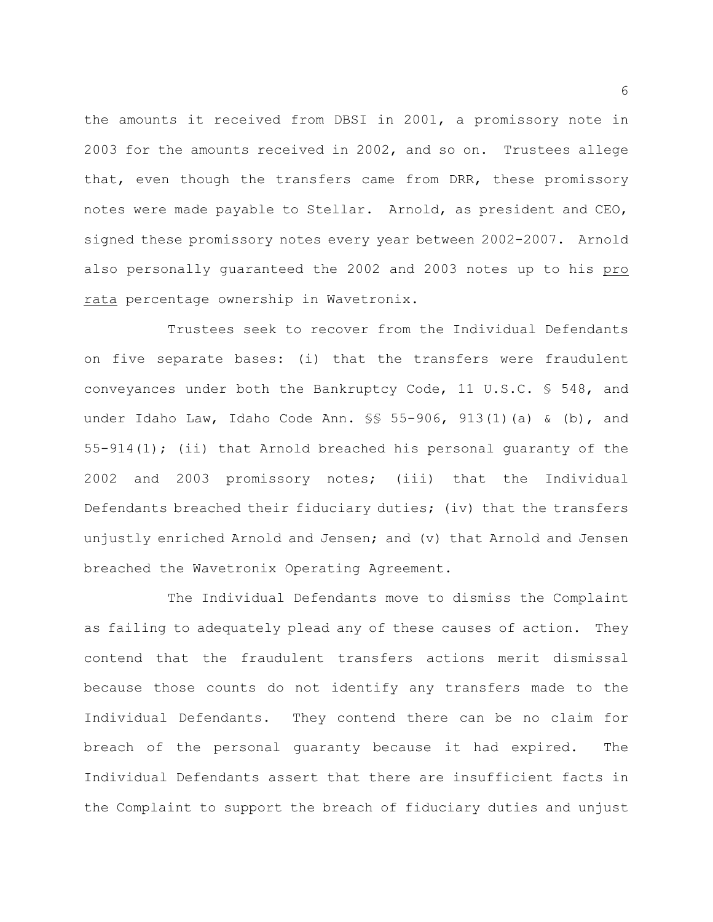the amounts it received from DBSI in 2001, a promissory note in 2003 for the amounts received in 2002, and so on. Trustees allege that, even though the transfers came from DRR, these promissory notes were made payable to Stellar. Arnold, as president and CEO, signed these promissory notes every year between 2002-2007. Arnold also personally guaranteed the 2002 and 2003 notes up to his pro rata percentage ownership in Wavetronix.

Trustees seek to recover from the Individual Defendants on five separate bases: (i) that the transfers were fraudulent conveyances under both the Bankruptcy Code, 11 U.S.C. § 548, and under Idaho Law, Idaho Code Ann. §§ 55-906, 913(1)(a) & (b), and 55-914(1); (ii) that Arnold breached his personal guaranty of the 2002 and 2003 promissory notes; (iii) that the Individual Defendants breached their fiduciary duties; (iv) that the transfers unjustly enriched Arnold and Jensen; and (v) that Arnold and Jensen breached the Wavetronix Operating Agreement.

The Individual Defendants move to dismiss the Complaint as failing to adequately plead any of these causes of action. They contend that the fraudulent transfers actions merit dismissal because those counts do not identify any transfers made to the Individual Defendants. They contend there can be no claim for breach of the personal guaranty because it had expired. The Individual Defendants assert that there are insufficient facts in the Complaint to support the breach of fiduciary duties and unjust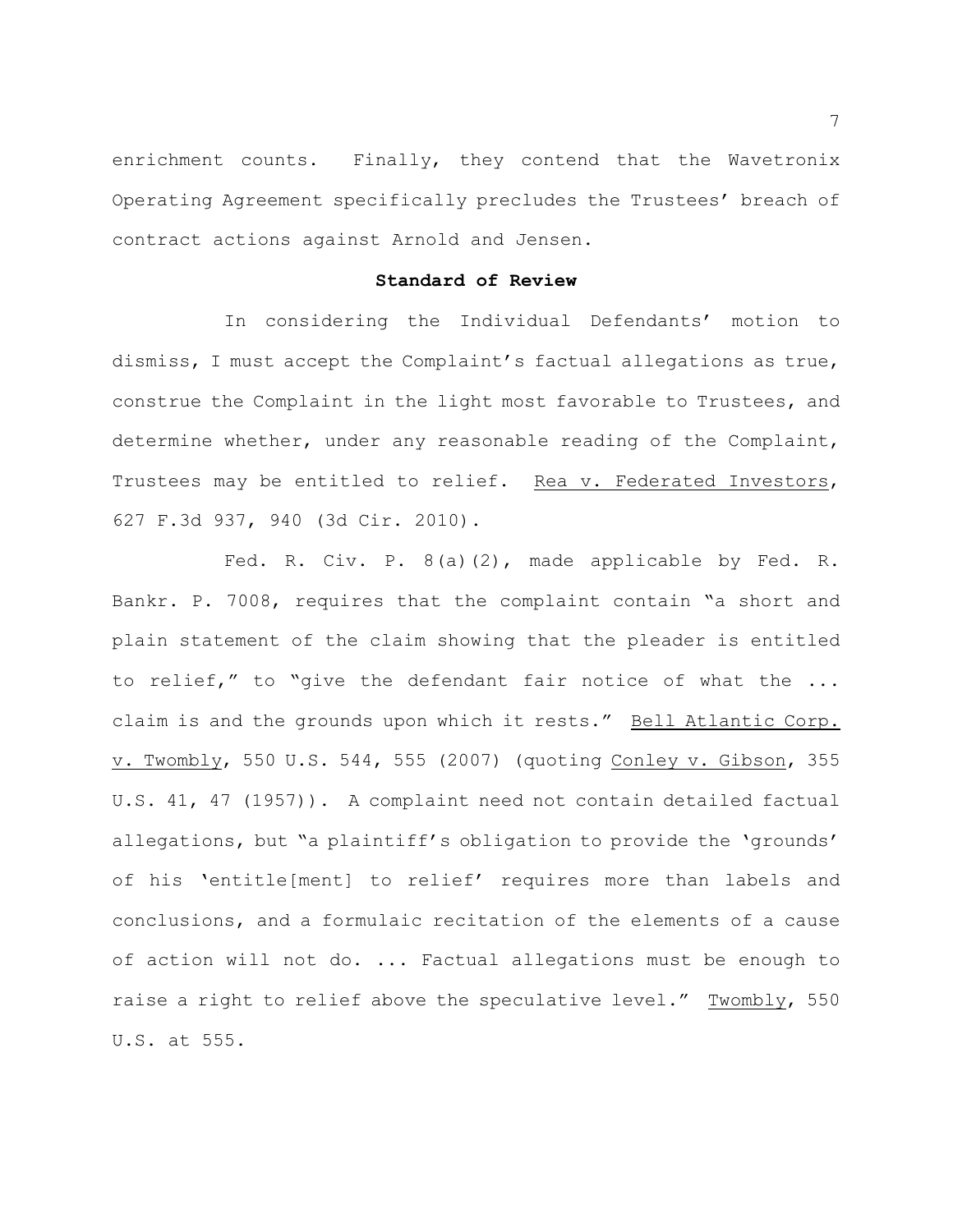enrichment counts. Finally, they contend that the Wavetronix Operating Agreement specifically precludes the Trustees' breach of contract actions against Arnold and Jensen.

**Standard of Review**

In considering the Individual Defendants' motion to dismiss, I must accept the Complaint's factual allegations as true, construe the Complaint in the light most favorable to Trustees, and determine whether, under any reasonable reading of the Complaint, Trustees may be entitled to relief. Rea v. Federated Investors, 627 F.3d 937, 940 (3d Cir. 2010).

Fed. R. Civ. P. 8(a)(2), made applicable by Fed. R. Bankr. P. 7008, requires that the complaint contain "a short and plain statement of the claim showing that the pleader is entitled to relief," to "give the defendant fair notice of what the ... claim is and the grounds upon which it rests." Bell Atlantic Corp. v. Twombly, 550 U.S. 544, 555 (2007) (quoting Conley v. Gibson, 355 U.S. 41, 47 (1957)). A complaint need not contain detailed factual allegations, but "a plaintiff's obligation to provide the 'grounds' of his 'entitle[ment] to relief' requires more than labels and conclusions, and a formulaic recitation of the elements of a cause of action will not do. ... Factual allegations must be enough to raise a right to relief above the speculative level." Twombly, 550 U.S. at 555.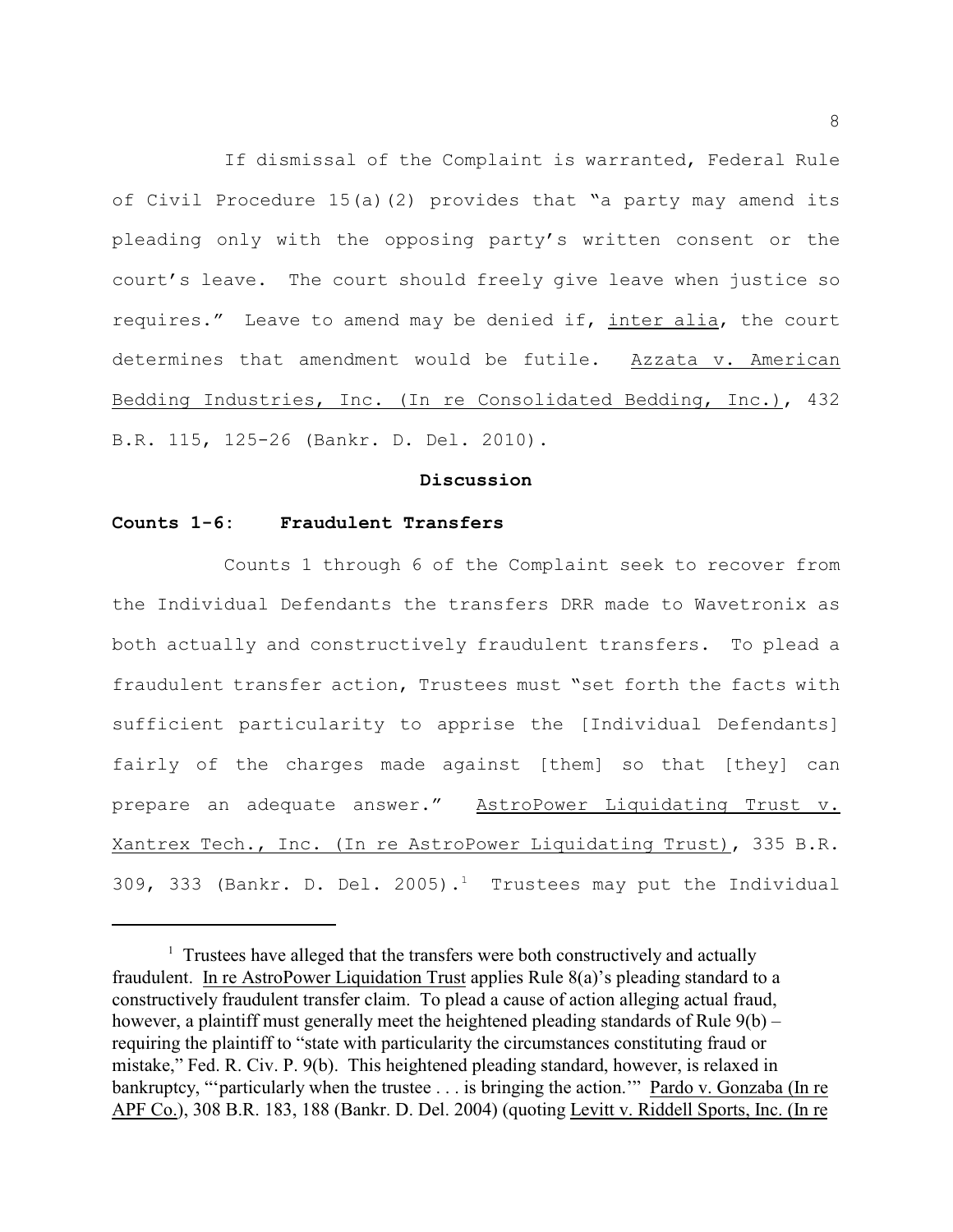If dismissal of the Complaint is warranted, Federal Rule of Civil Procedure 15(a)(2) provides that "a party may amend its pleading only with the opposing party's written consent or the court's leave. The court should freely give leave when justice so requires." Leave to amend may be denied if, inter alia, the court determines that amendment would be futile. Azzata v. American Bedding Industries, Inc. (In re Consolidated Bedding, Inc.), 432 B.R. 115, 125-26 (Bankr. D. Del. 2010).

**Discussion**

**Counts 1-6: Fraudulent Transfers**

Counts 1 through 6 of the Complaint seek to recover from the Individual Defendants the transfers DRR made to Wavetronix as both actually and constructively fraudulent transfers. To plead a fraudulent transfer action, Trustees must "set forth the facts with sufficient particularity to apprise the [Individual Defendants] fairly of the charges made against [them] so that [they] can prepare an adequate answer." AstroPower Liquidating Trust v. Xantrex Tech., Inc. (In re AstroPower Liquidating Trust), 335 B.R. 309, 333 (Bankr. D. Del. 2005).[1] Trustees may put the Individual

[1] Trustees have alleged that the transfers were both constructively and actually fraudulent. In re AstroPower Liquidation Trust applies Rule 8(a)'s pleading standard to a constructively fraudulent transfer claim. To plead a cause of action alleging actual fraud, however, a plaintiff must generally meet the heightened pleading standards of Rule 9(b) – requiring the plaintiff to "state with particularity the circumstances constituting fraud or mistake," Fed. R. Civ. P. 9(b). This heightened pleading standard, however, is relaxed in bankruptcy, "'particularly when the trustee . . . is bringing the action.'" Pardo v. Gonzaba (In re APF Co.), 308 B.R. 183, 188 (Bankr. D. Del. 2004) (quoting Levitt v. Riddell Sports, Inc. (In re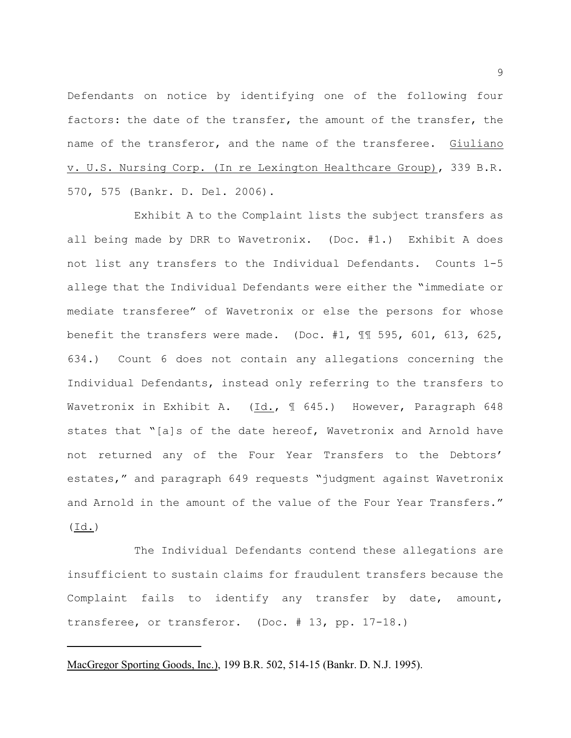Defendants on notice by identifying one of the following four factors: the date of the transfer, the amount of the transfer, the name of the transferor, and the name of the transferee. Giuliano v. U.S. Nursing Corp. (In re Lexington Healthcare Group), 339 B.R. 570, 575 (Bankr. D. Del. 2006).

Exhibit A to the Complaint lists the subject transfers as all being made by DRR to Wavetronix. (Doc. #1.) Exhibit A does not list any transfers to the Individual Defendants. Counts 1-5 allege that the Individual Defendants were either the "immediate or mediate transferee" of Wavetronix or else the persons for whose benefit the transfers were made. (Doc. #1, ¶¶ 595, 601, 613, 625, 634.) Count 6 does not contain any allegations concerning the Individual Defendants, instead only referring to the transfers to Wavetronix in Exhibit A. (Id., ¶ 645.) However, Paragraph 648 states that "[a]s of the date hereof, Wavetronix and Arnold have not returned any of the Four Year Transfers to the Debtors' estates," and paragraph 649 requests "judgment against Wavetronix and Arnold in the amount of the value of the Four Year Transfers." (Id.)

The Individual Defendants contend these allegations are insufficient to sustain claims for fraudulent transfers because the Complaint fails to identify any transfer by date, amount, transferee, or transferor. (Doc. # 13, pp. 17-18.)

---

MacGregor Sporting Goods, Inc.), 199 B.R. 502, 514-15 (Bankr. D. N.J. 1995).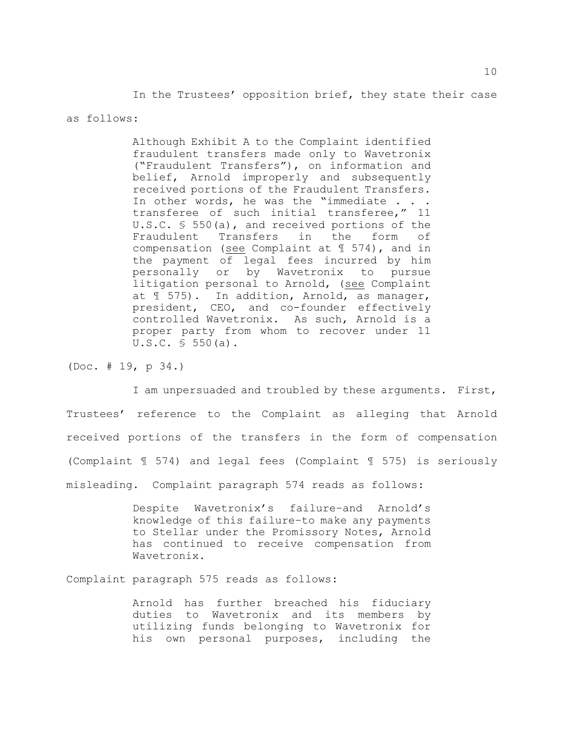In the Trustees' opposition brief, they state their case as follows:

> Although Exhibit A to the Complaint identified fraudulent transfers made only to Wavetronix ("Fraudulent Transfers"), on information and belief, Arnold improperly and subsequently received portions of the Fraudulent Transfers. In other words, he was the "immediate . . . transferee of such initial transferee," 11 U.S.C. § 550(a), and received portions of the Fraudulent Transfers in the form of compensation (see Complaint at ¶ 574), and in the payment of legal fees incurred by him personally or by Wavetronix to pursue litigation personal to Arnold, (see Complaint at ¶ 575). In addition, Arnold, as manager, president, CEO, and co-founder effectively controlled Wavetronix. As such, Arnold is a proper party from whom to recover under 11 U.S.C. § 550(a).

(Doc. # 19, p 34.)

I am unpersuaded and troubled by these arguments. First, Trustees' reference to the Complaint as alleging that Arnold received portions of the transfers in the form of compensation (Complaint ¶ 574) and legal fees (Complaint ¶ 575) is seriously misleading. Complaint paragraph 574 reads as follows:

> Despite Wavetronix's failure–and Arnold's knowledge of this failure–to make any payments to Stellar under the Promissory Notes, Arnold has continued to receive compensation from Wavetronix.

Complaint paragraph 575 reads as follows:

> Arnold has further breached his fiduciary duties to Wavetronix and its members by utilizing funds belonging to Wavetronix for his own personal purposes, including the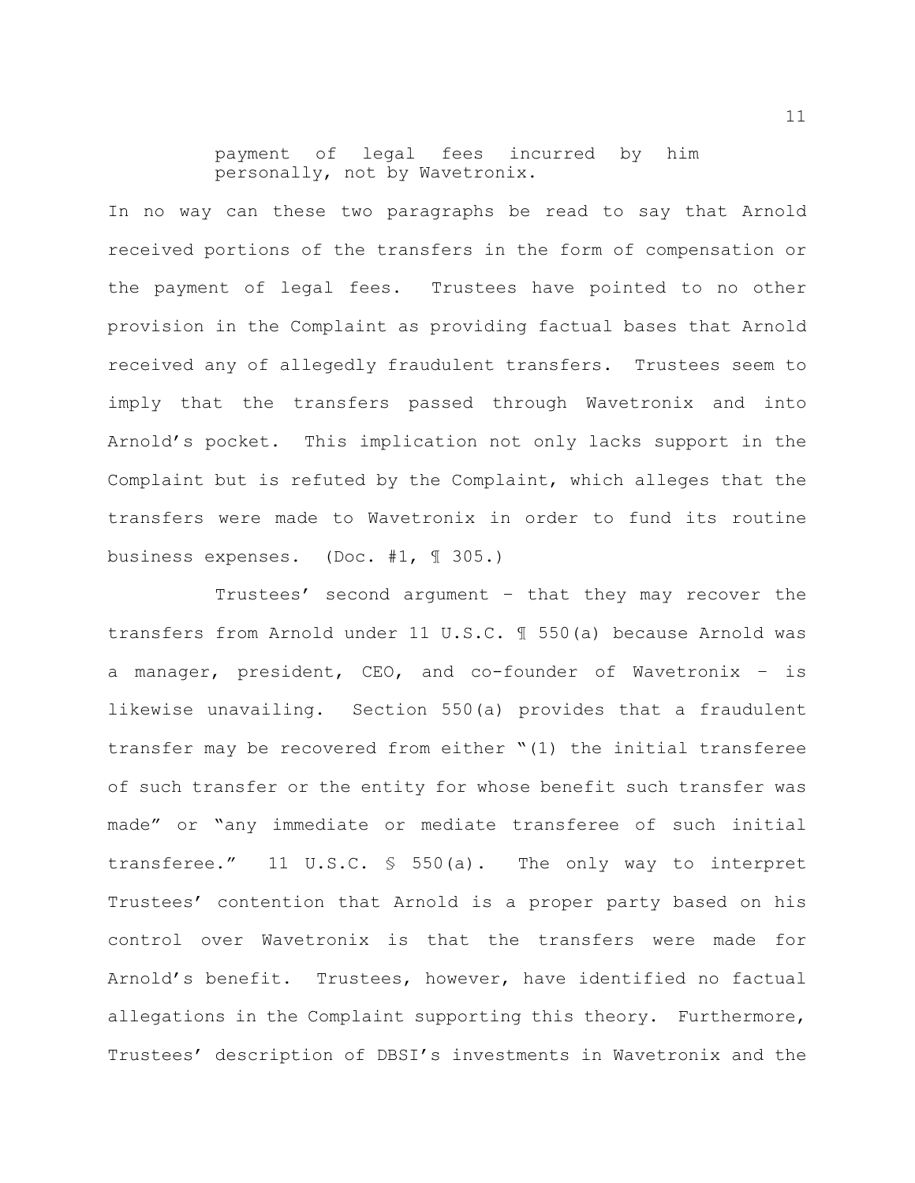payment of legal fees incurred by him personally, not by Wavetronix.

In no way can these two paragraphs be read to say that Arnold received portions of the transfers in the form of compensation or the payment of legal fees. Trustees have pointed to no other provision in the Complaint as providing factual bases that Arnold received any of allegedly fraudulent transfers. Trustees seem to imply that the transfers passed through Wavetronix and into Arnold's pocket. This implication not only lacks support in the Complaint but is refuted by the Complaint, which alleges that the transfers were made to Wavetronix in order to fund its routine business expenses. (Doc. #1, ¶ 305.)

Trustees' second argument – that they may recover the transfers from Arnold under 11 U.S.C. ¶ 550(a) because Arnold was a manager, president, CEO, and co-founder of Wavetronix – is likewise unavailing. Section 550(a) provides that a fraudulent transfer may be recovered from either "(1) the initial transferee of such transfer or the entity for whose benefit such transfer was made" or "any immediate or mediate transferee of such initial transferee." 11 U.S.C. § 550(a). The only way to interpret Trustees' contention that Arnold is a proper party based on his control over Wavetronix is that the transfers were made for Arnold's benefit. Trustees, however, have identified no factual allegations in the Complaint supporting this theory. Furthermore, Trustees' description of DBSI's investments in Wavetronix and the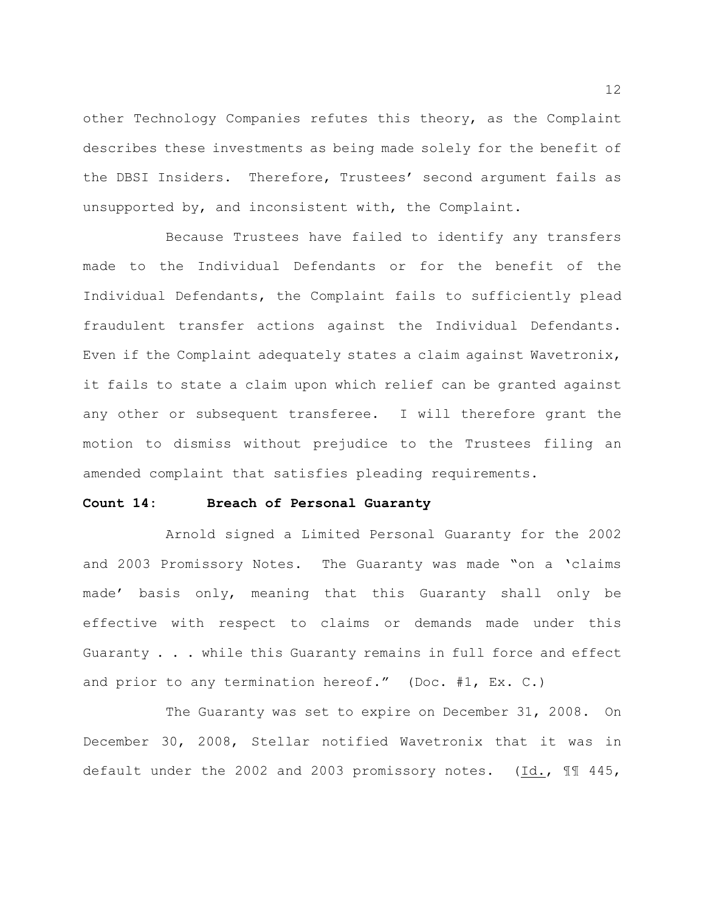other Technology Companies refutes this theory, as the Complaint describes these investments as being made solely for the benefit of the DBSI Insiders. Therefore, Trustees' second argument fails as unsupported by, and inconsistent with, the Complaint.

Because Trustees have failed to identify any transfers made to the Individual Defendants or for the benefit of the Individual Defendants, the Complaint fails to sufficiently plead fraudulent transfer actions against the Individual Defendants. Even if the Complaint adequately states a claim against Wavetronix, it fails to state a claim upon which relief can be granted against any other or subsequent transferee. I will therefore grant the motion to dismiss without prejudice to the Trustees filing an amended complaint that satisfies pleading requirements.

**Count 14: Breach of Personal Guaranty**

Arnold signed a Limited Personal Guaranty for the 2002 and 2003 Promissory Notes. The Guaranty was made "on a 'claims made' basis only, meaning that this Guaranty shall only be effective with respect to claims or demands made under this Guaranty . . . while this Guaranty remains in full force and effect and prior to any termination hereof." (Doc. #1, Ex. C.)

The Guaranty was set to expire on December 31, 2008. On December 30, 2008, Stellar notified Wavetronix that it was in default under the 2002 and 2003 promissory notes. (Id., ¶¶ 445,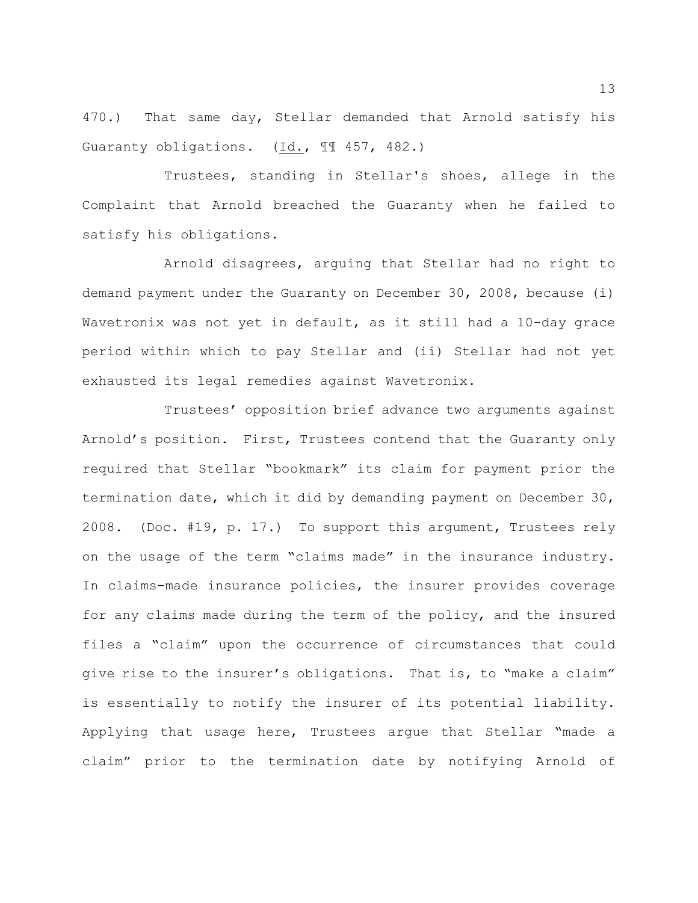470.) That same day, Stellar demanded that Arnold satisfy his Guaranty obligations. (Id., ¶¶ 457, 482.)

Trustees, standing in Stellar's shoes, allege in the Complaint that Arnold breached the Guaranty when he failed to satisfy his obligations.

Arnold disagrees, arguing that Stellar had no right to demand payment under the Guaranty on December 30, 2008, because (i) Wavetronix was not yet in default, as it still had a 10-day grace period within which to pay Stellar and (ii) Stellar had not yet exhausted its legal remedies against Wavetronix.

Trustees' opposition brief advance two arguments against Arnold's position. First, Trustees contend that the Guaranty only required that Stellar "bookmark" its claim for payment prior the termination date, which it did by demanding payment on December 30, 2008. (Doc. #19, p. 17.) To support this argument, Trustees rely on the usage of the term "claims made" in the insurance industry. In claims-made insurance policies, the insurer provides coverage for any claims made during the term of the policy, and the insured files a "claim" upon the occurrence of circumstances that could give rise to the insurer's obligations. That is, to "make a claim" is essentially to notify the insurer of its potential liability. Applying that usage here, Trustees argue that Stellar "made a claim" prior to the termination date by notifying Arnold of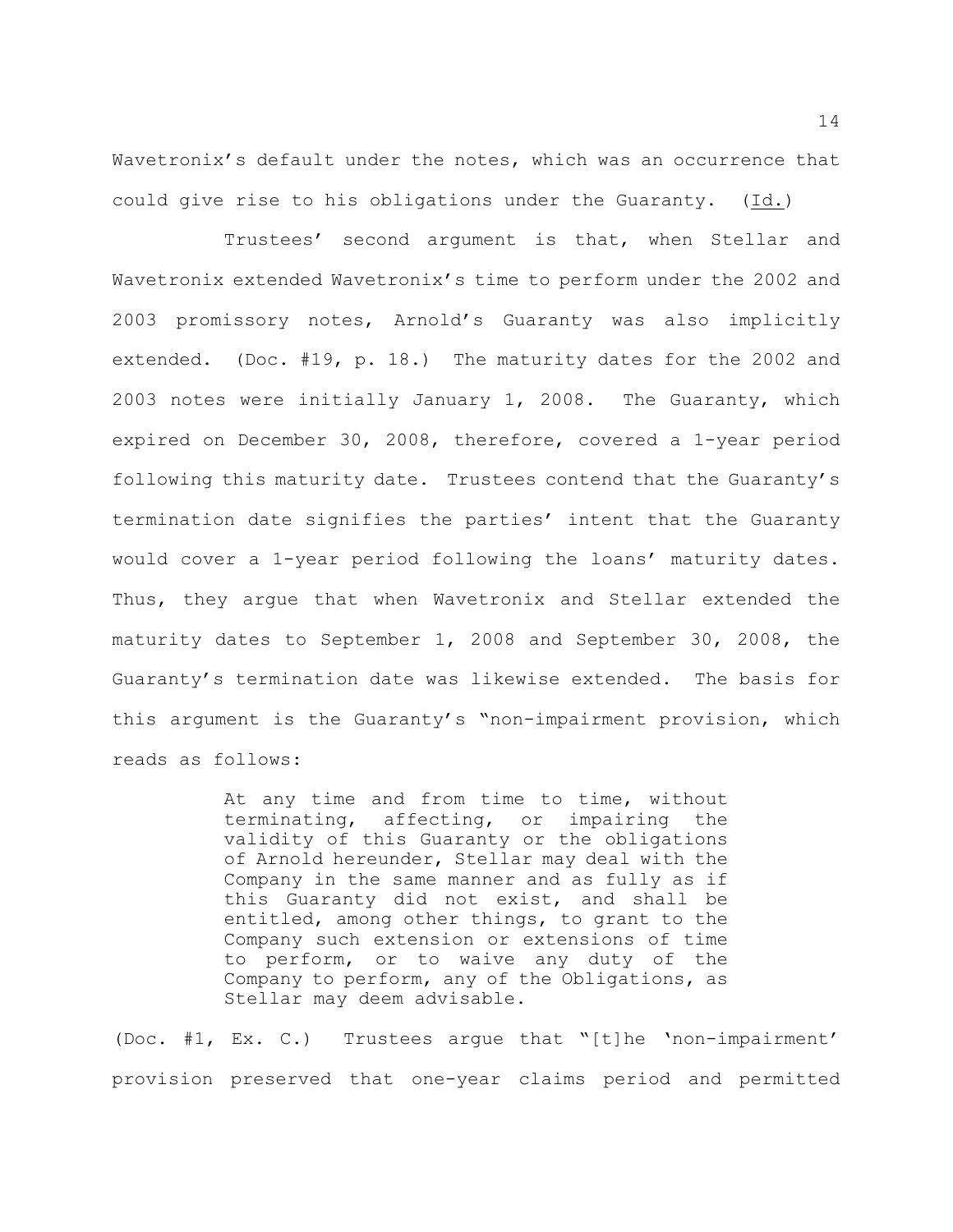Wavetronix's default under the notes, which was an occurrence that could give rise to his obligations under the Guaranty. (Id.)

Trustees' second argument is that, when Stellar and Wavetronix extended Wavetronix's time to perform under the 2002 and 2003 promissory notes, Arnold's Guaranty was also implicitly extended. (Doc. #19, p. 18.) The maturity dates for the 2002 and 2003 notes were initially January 1, 2008. The Guaranty, which expired on December 30, 2008, therefore, covered a 1-year period following this maturity date. Trustees contend that the Guaranty's termination date signifies the parties' intent that the Guaranty would cover a 1-year period following the loans' maturity dates. Thus, they argue that when Wavetronix and Stellar extended the maturity dates to September 1, 2008 and September 30, 2008, the Guaranty's termination date was likewise extended. The basis for this argument is the Guaranty's "non-impairment provision, which reads as follows:

> At any time and from time to time, without terminating, affecting, or impairing the validity of this Guaranty or the obligations of Arnold hereunder, Stellar may deal with the Company in the same manner and as fully as if this Guaranty did not exist, and shall be entitled, among other things, to grant to the Company such extension or extensions of time to perform, or to waive any duty of the Company to perform, any of the Obligations, as Stellar may deem advisable.

(Doc. #1, Ex. C.) Trustees argue that "[t]he 'non-impairment' provision preserved that one-year claims period and permitted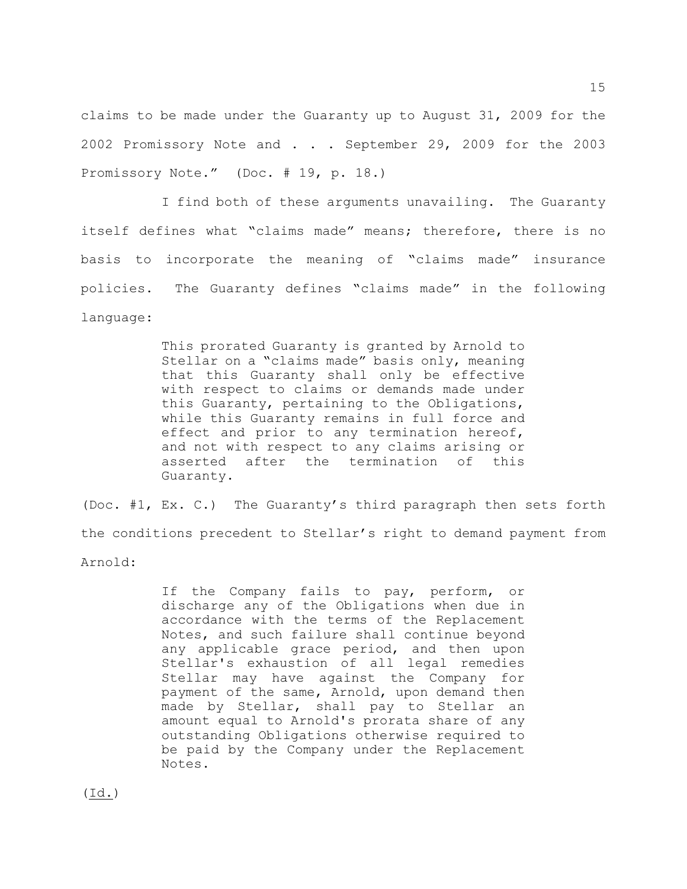claims to be made under the Guaranty up to August 31, 2009 for the 2002 Promissory Note and . . . September 29, 2009 for the 2003 Promissory Note." (Doc. # 19, p. 18.)

I find both of these arguments unavailing. The Guaranty itself defines what "claims made" means; therefore, there is no basis to incorporate the meaning of "claims made" insurance policies. The Guaranty defines "claims made" in the following language:

> This prorated Guaranty is granted by Arnold to Stellar on a "claims made" basis only, meaning that this Guaranty shall only be effective with respect to claims or demands made under this Guaranty, pertaining to the Obligations, while this Guaranty remains in full force and effect and prior to any termination hereof, and not with respect to any claims arising or asserted after the termination of this Guaranty.

(Doc. #1, Ex. C.) The Guaranty's third paragraph then sets forth the conditions precedent to Stellar's right to demand payment from Arnold:

> If the Company fails to pay, perform, or discharge any of the Obligations when due in accordance with the terms of the Replacement Notes, and such failure shall continue beyond any applicable grace period, and then upon Stellar's exhaustion of all legal remedies Stellar may have against the Company for payment of the same, Arnold, upon demand then made by Stellar, shall pay to Stellar an amount equal to Arnold's prorata share of any outstanding Obligations otherwise required to be paid by the Company under the Replacement Notes.

(Id.)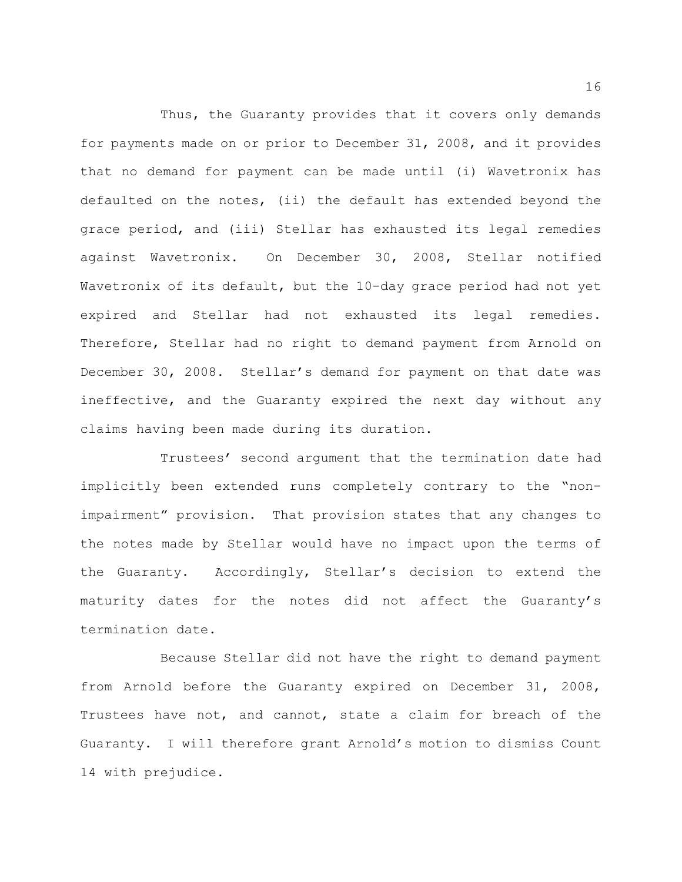Thus, the Guaranty provides that it covers only demands for payments made on or prior to December 31, 2008, and it provides that no demand for payment can be made until (i) Wavetronix has defaulted on the notes, (ii) the default has extended beyond the grace period, and (iii) Stellar has exhausted its legal remedies against Wavetronix. On December 30, 2008, Stellar notified Wavetronix of its default, but the 10-day grace period had not yet expired and Stellar had not exhausted its legal remedies. Therefore, Stellar had no right to demand payment from Arnold on December 30, 2008. Stellar's demand for payment on that date was ineffective, and the Guaranty expired the next day without any claims having been made during its duration.

Trustees' second argument that the termination date had implicitly been extended runs completely contrary to the "non-impairment" provision. That provision states that any changes to the notes made by Stellar would have no impact upon the terms of the Guaranty. Accordingly, Stellar's decision to extend the maturity dates for the notes did not affect the Guaranty's termination date.

Because Stellar did not have the right to demand payment from Arnold before the Guaranty expired on December 31, 2008, Trustees have not, and cannot, state a claim for breach of the Guaranty. I will therefore grant Arnold's motion to dismiss Count 14 with prejudice.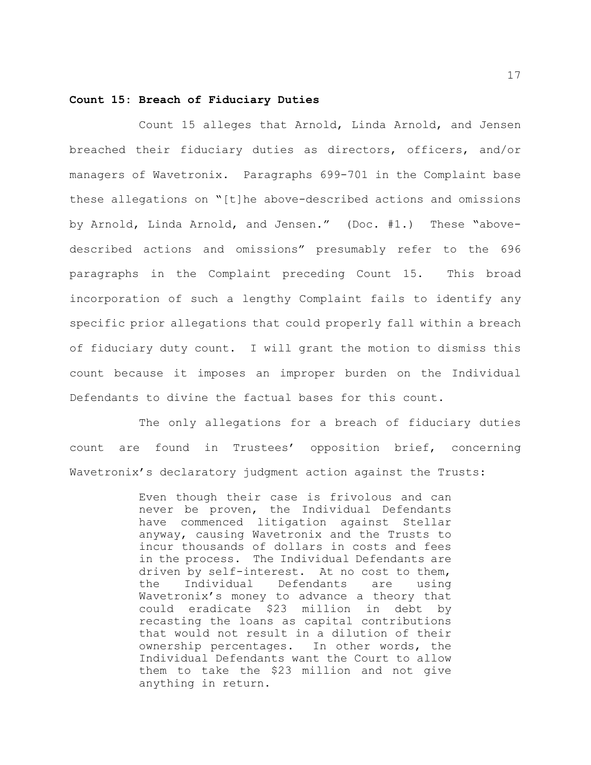**Count 15: Breach of Fiduciary Duties**

Count 15 alleges that Arnold, Linda Arnold, and Jensen breached their fiduciary duties as directors, officers, and/or managers of Wavetronix. Paragraphs 699-701 in the Complaint base these allegations on "[t]he above-described actions and omissions by Arnold, Linda Arnold, and Jensen." (Doc. #1.) These "above-described actions and omissions" presumably refer to the 696 paragraphs in the Complaint preceding Count 15. This broad incorporation of such a lengthy Complaint fails to identify any specific prior allegations that could properly fall within a breach of fiduciary duty count. I will grant the motion to dismiss this count because it imposes an improper burden on the Individual Defendants to divine the factual bases for this count.

The only allegations for a breach of fiduciary duties count are found in Trustees' opposition brief, concerning Wavetronix's declaratory judgment action against the Trusts:

> Even though their case is frivolous and can never be proven, the Individual Defendants have commenced litigation against Stellar anyway, causing Wavetronix and the Trusts to incur thousands of dollars in costs and fees in the process. The Individual Defendants are driven by self-interest. At no cost to them, the Individual Defendants are using Wavetronix's money to advance a theory that could eradicate \$23 million in debt by recasting the loans as capital contributions that would not result in a dilution of their ownership percentages. In other words, the Individual Defendants want the Court to allow them to take the \$23 million and not give anything in return.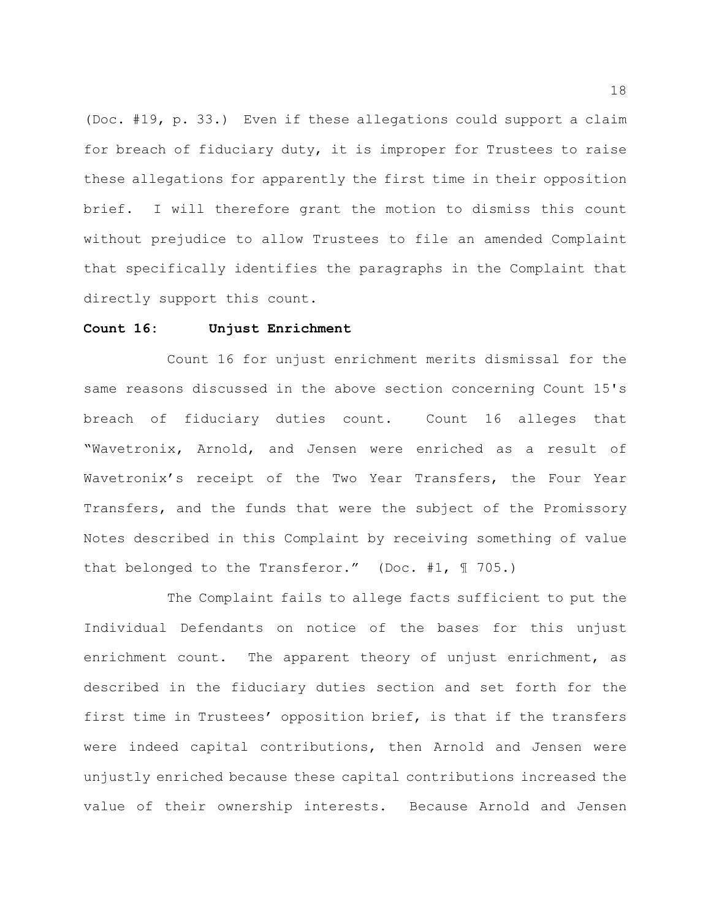(Doc. #19, p. 33.) Even if these allegations could support a claim for breach of fiduciary duty, it is improper for Trustees to raise these allegations for apparently the first time in their opposition brief. I will therefore grant the motion to dismiss this count without prejudice to allow Trustees to file an amended Complaint that specifically identifies the paragraphs in the Complaint that directly support this count.

**Count 16: Unjust Enrichment**

Count 16 for unjust enrichment merits dismissal for the same reasons discussed in the above section concerning Count 15's breach of fiduciary duties count. Count 16 alleges that "Wavetronix, Arnold, and Jensen were enriched as a result of Wavetronix's receipt of the Two Year Transfers, the Four Year Transfers, and the funds that were the subject of the Promissory Notes described in this Complaint by receiving something of value that belonged to the Transferor." (Doc. #1, ¶ 705.)

The Complaint fails to allege facts sufficient to put the Individual Defendants on notice of the bases for this unjust enrichment count. The apparent theory of unjust enrichment, as described in the fiduciary duties section and set forth for the first time in Trustees' opposition brief, is that if the transfers were indeed capital contributions, then Arnold and Jensen were unjustly enriched because these capital contributions increased the value of their ownership interests. Because Arnold and Jensen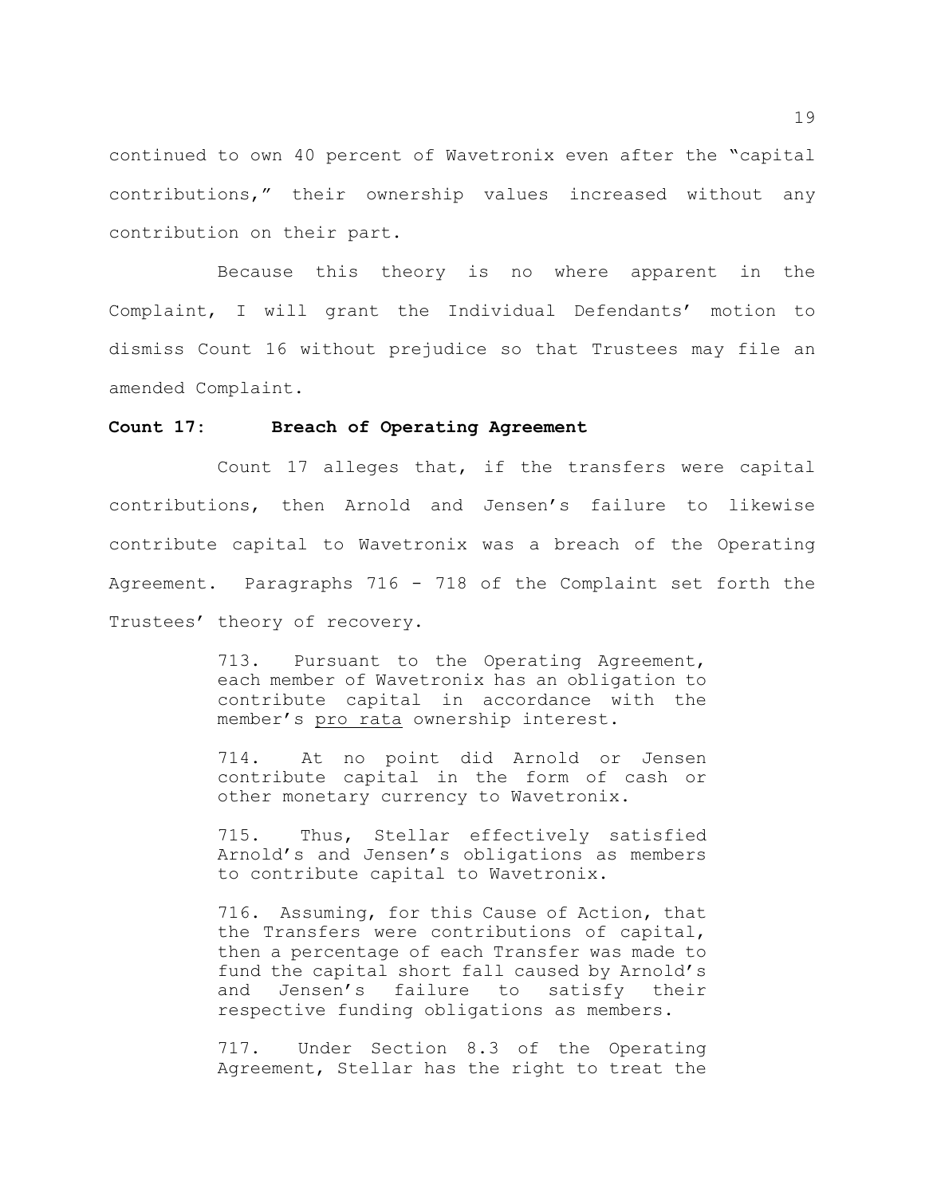continued to own 40 percent of Wavetronix even after the "capital contributions," their ownership values increased without any contribution on their part.

Because this theory is no where apparent in the Complaint, I will grant the Individual Defendants' motion to dismiss Count 16 without prejudice so that Trustees may file an amended Complaint.

**Count 17: Breach of Operating Agreement**

Count 17 alleges that, if the transfers were capital contributions, then Arnold and Jensen's failure to likewise contribute capital to Wavetronix was a breach of the Operating Agreement. Paragraphs 716 - 718 of the Complaint set forth the Trustees' theory of recovery.

> 713. Pursuant to the Operating Agreement, each member of Wavetronix has an obligation to contribute capital in accordance with the member's <u>pro rata</u> ownership interest.
>
> 714. At no point did Arnold or Jensen contribute capital in the form of cash or other monetary currency to Wavetronix.
>
> 715. Thus, Stellar effectively satisfied Arnold's and Jensen's obligations as members to contribute capital to Wavetronix.
>
> 716. Assuming, for this Cause of Action, that the Transfers were contributions of capital, then a percentage of each Transfer was made to fund the capital short fall caused by Arnold's and Jensen's failure to satisfy their respective funding obligations as members.
>
> 717. Under Section 8.3 of the Operating Agreement, Stellar has the right to treat the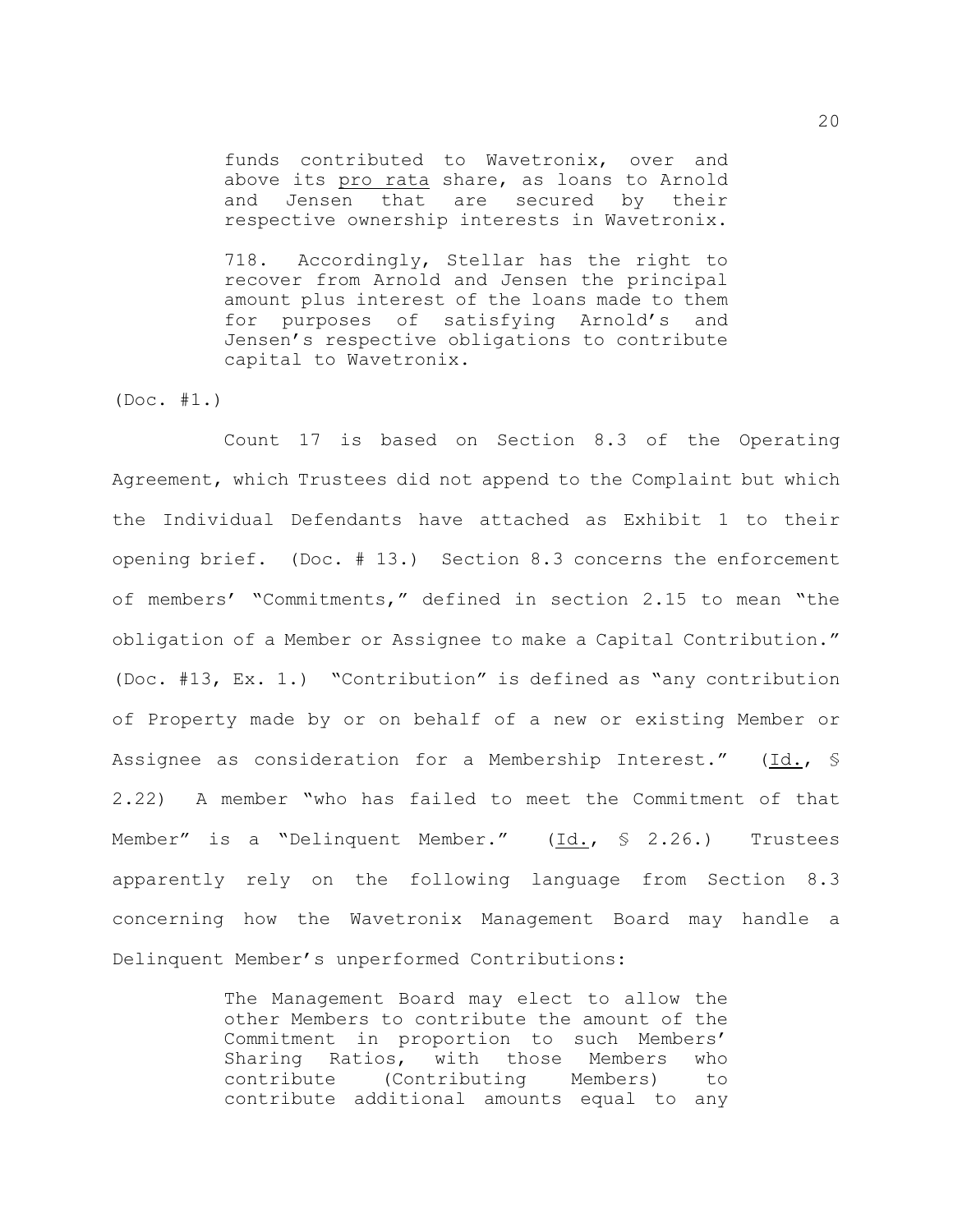> funds contributed to Wavetronix, over and above its pro rata share, as loans to Arnold and Jensen that are secured by their respective ownership interests in Wavetronix.
>
> 718. Accordingly, Stellar has the right to recover from Arnold and Jensen the principal amount plus interest of the loans made to them for purposes of satisfying Arnold's and Jensen's respective obligations to contribute capital to Wavetronix.

(Doc. #1.)

Count 17 is based on Section 8.3 of the Operating Agreement, which Trustees did not append to the Complaint but which the Individual Defendants have attached as Exhibit 1 to their opening brief. (Doc. # 13.) Section 8.3 concerns the enforcement of members' "Commitments," defined in section 2.15 to mean "the obligation of a Member or Assignee to make a Capital Contribution." (Doc. #13, Ex. 1.) "Contribution" is defined as "any contribution of Property made by or on behalf of a new or existing Member or Assignee as consideration for a Membership Interest." (Id., § 2.22) A member "who has failed to meet the Commitment of that Member" is a "Delinquent Member." (Id., § 2.26.) Trustees apparently rely on the following language from Section 8.3 concerning how the Wavetronix Management Board may handle a Delinquent Member's unperformed Contributions:

> The Management Board may elect to allow the other Members to contribute the amount of the Commitment in proportion to such Members' Sharing Ratios, with those Members who contribute (Contributing Members) to contribute additional amounts equal to any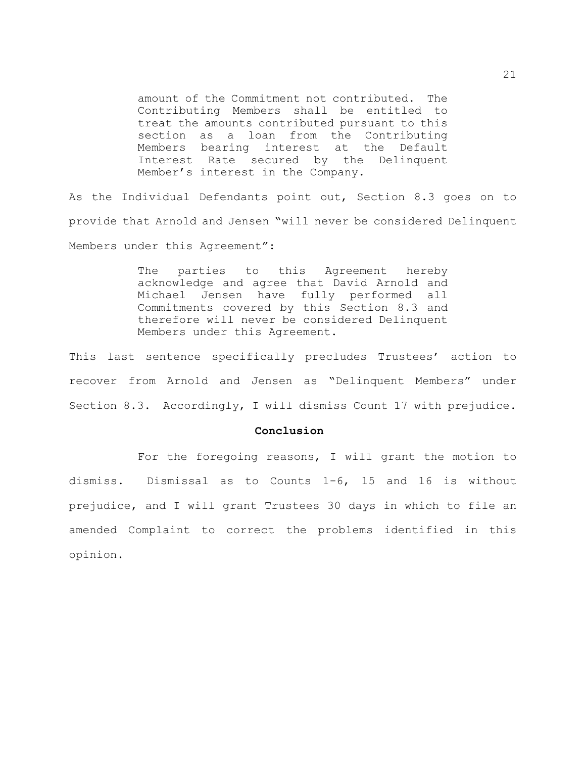> amount of the Commitment not contributed. The Contributing Members shall be entitled to treat the amounts contributed pursuant to this section as a loan from the Contributing Members bearing interest at the Default Interest Rate secured by the Delinquent Member's interest in the Company.

As the Individual Defendants point out, Section 8.3 goes on to provide that Arnold and Jensen "will never be considered Delinquent Members under this Agreement":

> The parties to this Agreement hereby acknowledge and agree that David Arnold and Michael Jensen have fully performed all Commitments covered by this Section 8.3 and therefore will never be considered Delinquent Members under this Agreement.

This last sentence specifically precludes Trustees' action to recover from Arnold and Jensen as "Delinquent Members" under Section 8.3. Accordingly, I will dismiss Count 17 with prejudice.

## Conclusion

For the foregoing reasons, I will grant the motion to dismiss. Dismissal as to Counts 1-6, 15 and 16 is without prejudice, and I will grant Trustees 30 days in which to file an amended Complaint to correct the problems identified in this opinion.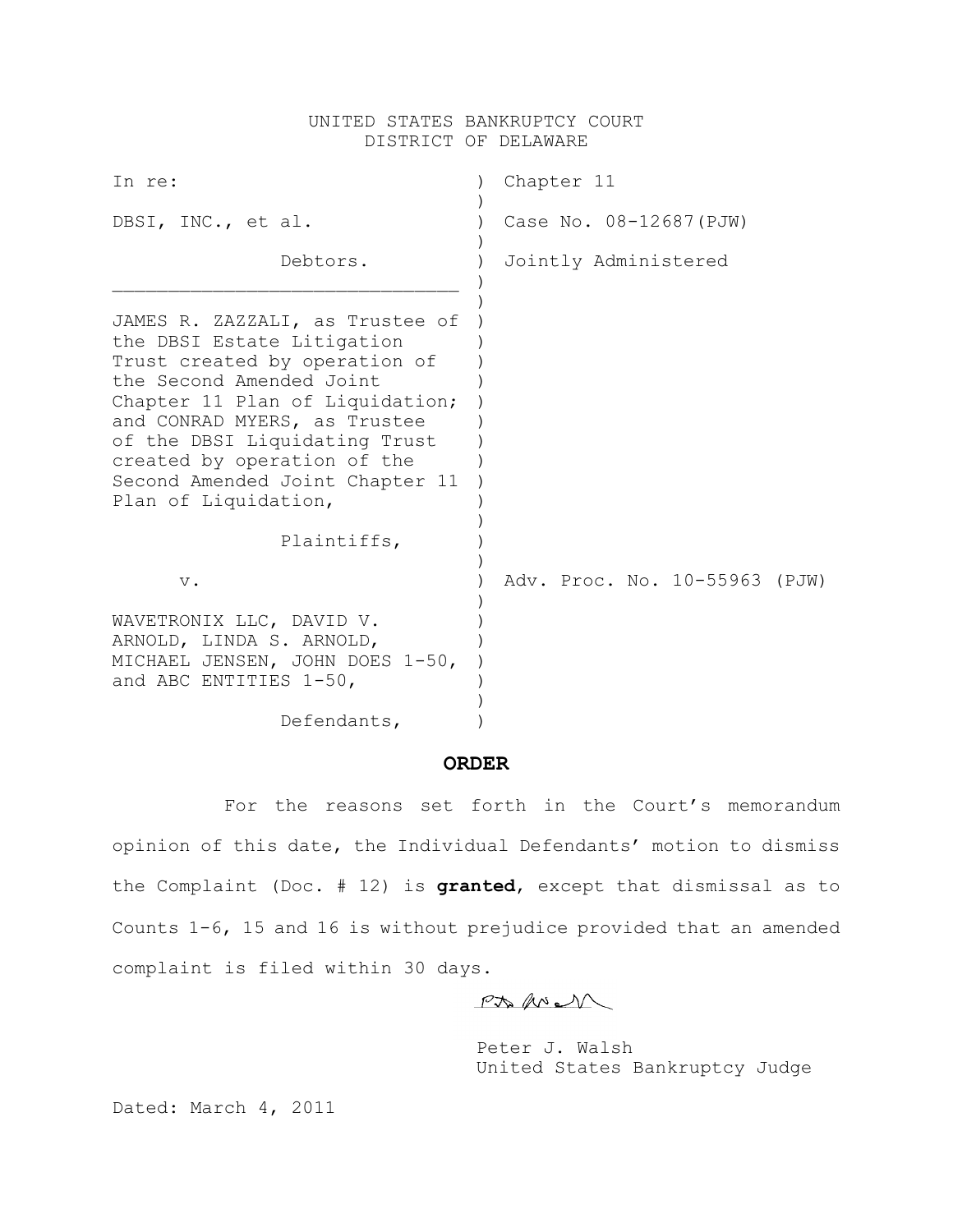UNITED STATES BANKRUPTCY COURT
DISTRICT OF DELAWARE

| | | |
|---|---|---|
| In re: | ) | Chapter 11 |
| DBSI, INC., et al. | ) | Case No. 08-12687(PJW) |
| Debtors. | ) | Jointly Administered |
| JAMES R. ZAZZALI, as Trustee of the DBSI Estate Litigation Trust created by operation of the Second Amended Joint Chapter 11 Plan of Liquidation; and CONRAD MYERS, as Trustee of the DBSI Liquidating Trust created by operation of the Second Amended Joint Chapter 11 Plan of Liquidation, | ) | |
| Plaintiffs, | ) | |
| v. | ) | Adv. Proc. No. 10-55963 (PJW) |
| WAVETRONIX LLC, DAVID V. ARNOLD, LINDA S. ARNOLD, MICHAEL JENSEN, JOHN DOES 1-50, and ABC ENTITIES 1-50, | ) | |
| Defendants, | ) | |

# ORDER

For the reasons set forth in the Court's memorandum opinion of this date, the Individual Defendants' motion to dismiss the Complaint (Doc. # 12) is **granted**, except that dismissal as to Counts 1-6, 15 and 16 is without prejudice provided that an amended complaint is filed within 30 days.

Peter J. Walsh
United States Bankruptcy Judge

Dated: March 4, 2011